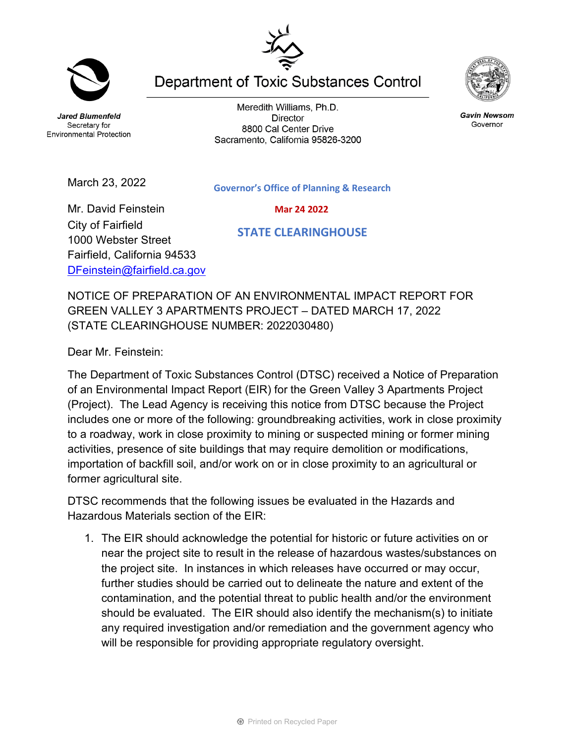Jared Blumenfeld
Secretary for
Environmental Protection

# Department of Toxic Substances Control

Meredith Williams, Ph.D.
Director
8800 Cal Center Drive
Sacramento, California 95826-3200

Gavin Newsom
Governor

March 23, 2022

Governor's Office of Planning & Research

Mar 24 2022

STATE CLEARINGHOUSE

Mr. David Feinstein
City of Fairfield
1000 Webster Street
Fairfield, California 94533
DFeinstein@fairfield.ca.gov

NOTICE OF PREPARATION OF AN ENVIRONMENTAL IMPACT REPORT FOR GREEN VALLEY 3 APARTMENTS PROJECT – DATED MARCH 17, 2022 (STATE CLEARINGHOUSE NUMBER: 2022030480)

Dear Mr. Feinstein:

The Department of Toxic Substances Control (DTSC) received a Notice of Preparation of an Environmental Impact Report (EIR) for the Green Valley 3 Apartments Project (Project). The Lead Agency is receiving this notice from DTSC because the Project includes one or more of the following: groundbreaking activities, work in close proximity to a roadway, work in close proximity to mining or suspected mining or former mining activities, presence of site buildings that may require demolition or modifications, importation of backfill soil, and/or work on or in close proximity to an agricultural or former agricultural site.

DTSC recommends that the following issues be evaluated in the Hazards and Hazardous Materials section of the EIR:

1. The EIR should acknowledge the potential for historic or future activities on or near the project site to result in the release of hazardous wastes/substances on the project site. In instances in which releases have occurred or may occur, further studies should be carried out to delineate the nature and extent of the contamination, and the potential threat to public health and/or the environment should be evaluated. The EIR should also identify the mechanism(s) to initiate any required investigation and/or remediation and the government agency who will be responsible for providing appropriate regulatory oversight.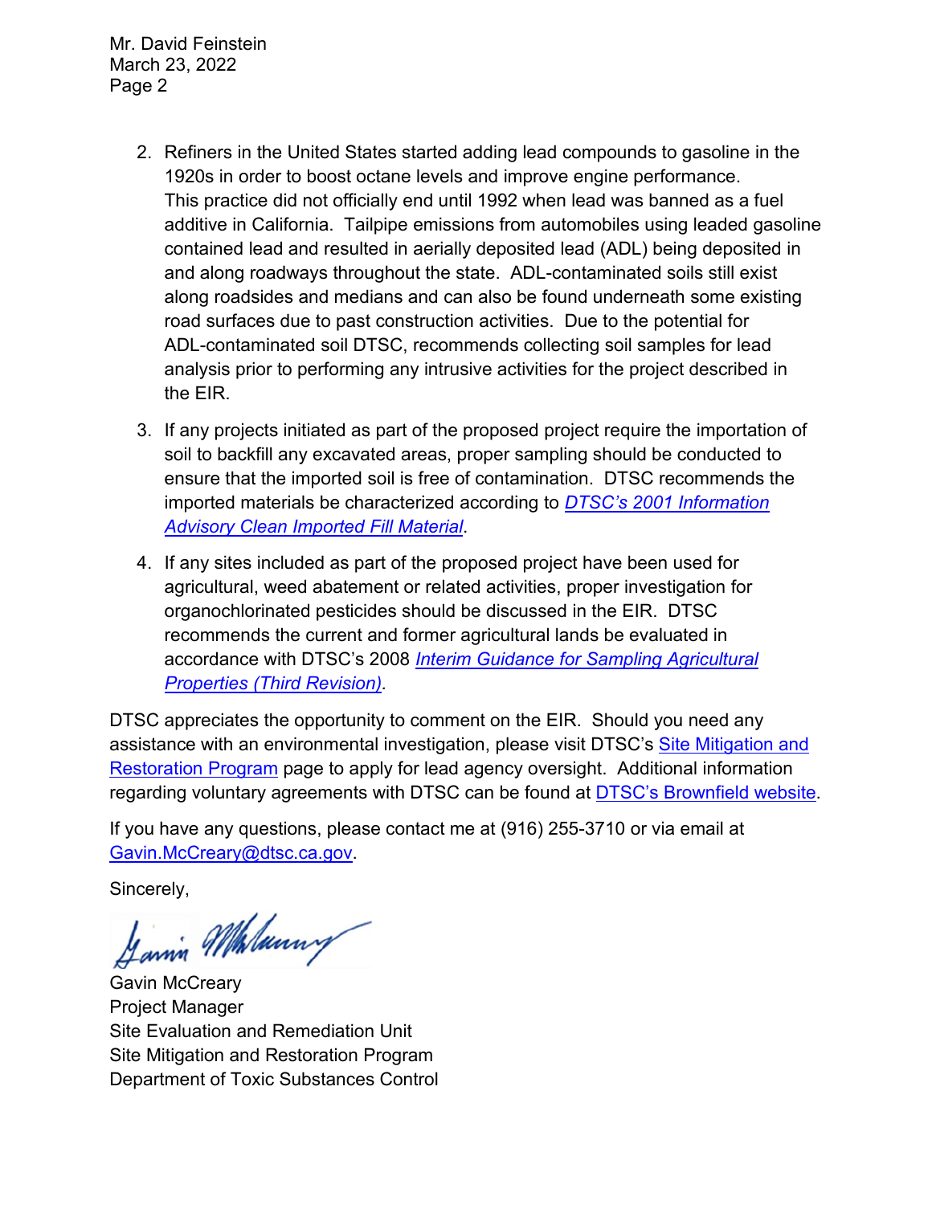2. Refiners in the United States started adding lead compounds to gasoline in the 1920s in order to boost octane levels and improve engine performance. This practice did not officially end until 1992 when lead was banned as a fuel additive in California. Tailpipe emissions from automobiles using leaded gasoline contained lead and resulted in aerially deposited lead (ADL) being deposited in and along roadways throughout the state. ADL-contaminated soils still exist along roadsides and medians and can also be found underneath some existing road surfaces due to past construction activities. Due to the potential for ADL-contaminated soil DTSC, recommends collecting soil samples for lead analysis prior to performing any intrusive activities for the project described in the EIR.

3. If any projects initiated as part of the proposed project require the importation of soil to backfill any excavated areas, proper sampling should be conducted to ensure that the imported soil is free of contamination. DTSC recommends the imported materials be characterized according to *DTSC's 2001 Information Advisory Clean Imported Fill Material*.

4. If any sites included as part of the proposed project have been used for agricultural, weed abatement or related activities, proper investigation for organochlorinated pesticides should be discussed in the EIR. DTSC recommends the current and former agricultural lands be evaluated in accordance with DTSC's 2008 *Interim Guidance for Sampling Agricultural Properties (Third Revision)*.

DTSC appreciates the opportunity to comment on the EIR. Should you need any assistance with an environmental investigation, please visit DTSC's Site Mitigation and Restoration Program page to apply for lead agency oversight. Additional information regarding voluntary agreements with DTSC can be found at DTSC's Brownfield website.

If you have any questions, please contact me at (916) 255-3710 or via email at Gavin.McCreary@dtsc.ca.gov.

Sincerely,

Gavin McCreary
Project Manager
Site Evaluation and Remediation Unit
Site Mitigation and Restoration Program
Department of Toxic Substances Control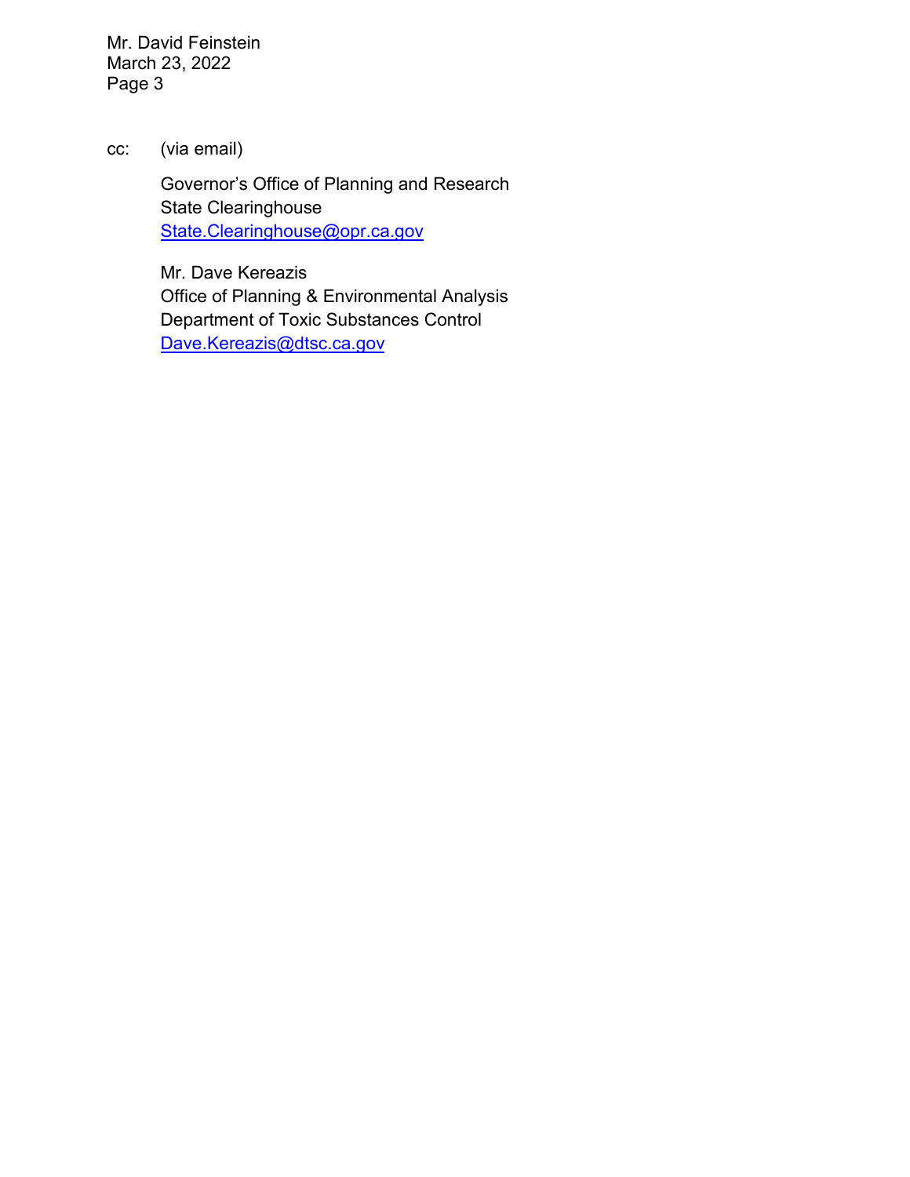cc: (via email)

Governor's Office of Planning and Research
State Clearinghouse
State.Clearinghouse@opr.ca.gov

Mr. Dave Kereazis
Office of Planning & Environmental Analysis
Department of Toxic Substances Control
Dave.Kereazis@dtsc.ca.gov